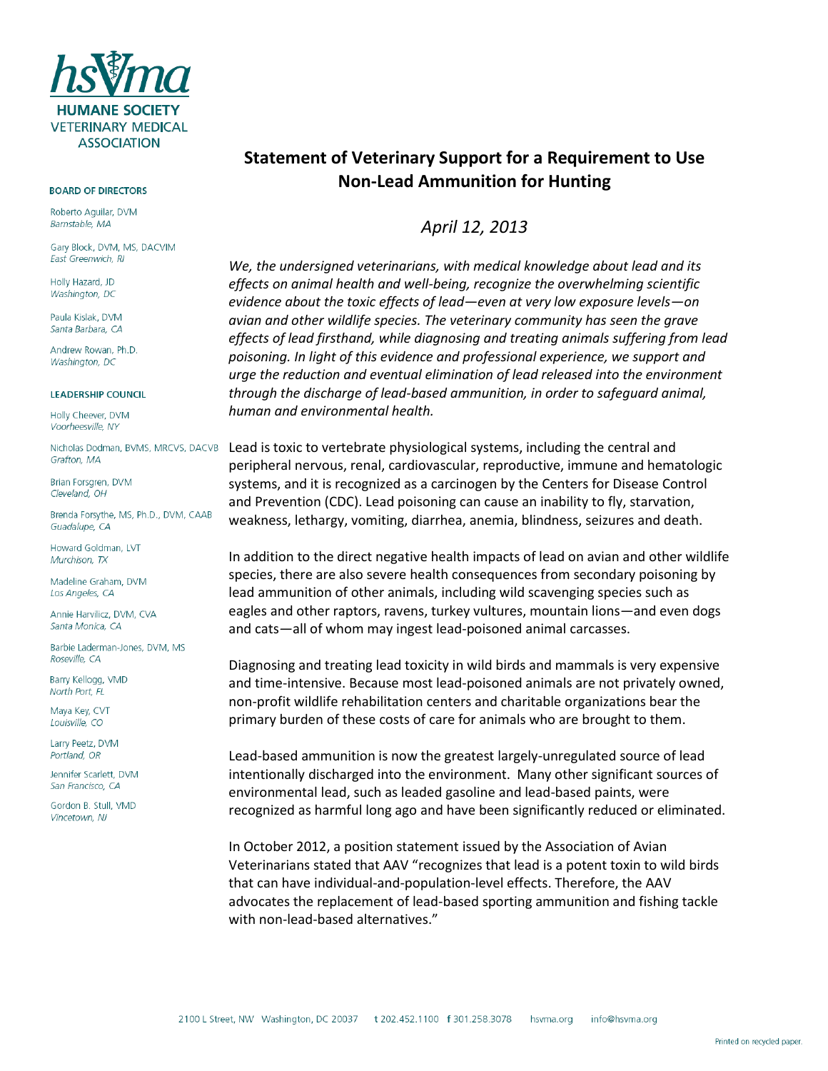**hsvma**
**HUMANE SOCIETY VETERINARY MEDICAL ASSOCIATION**

**BOARD OF DIRECTORS**

Roberto Aguilar, DVM
*Barnstable, MA*

Gary Block, DVM, MS, DACVIM
*East Greenwich, RI*

Holly Hazard, JD
*Washington, DC*

Paula Kislak, DVM
*Santa Barbara, CA*

Andrew Rowan, Ph.D.
*Washington, DC*

**LEADERSHIP COUNCIL**

Holly Cheever, DVM
*Voorheesville, NY*

Nicholas Dodman, BVMS, MRCVS, DACVB
*Grafton, MA*

Brian Forsgren, DVM
*Cleveland, OH*

Brenda Forsythe, MS, Ph.D., DVM, CAAB
*Guadalupe, CA*

Howard Goldman, LVT
*Murchison, TX*

Madeline Graham, DVM
*Los Angeles, CA*

Annie Harvilicz, DVM, CVA
*Santa Monica, CA*

Barbie Laderman-Jones, DVM, MS
*Roseville, CA*

Barry Kellogg, VMD
*North Port, FL*

Maya Key, CVT
*Louisville, CO*

Larry Peetz, DVM
*Portland, OR*

Jennifer Scarlett, DVM
*San Francisco, CA*

Gordon B. Stull, VMD
*Vincetown, NJ*

# Statement of Veterinary Support for a Requirement to Use Non-Lead Ammunition for Hunting

*April 12, 2013*

*We, the undersigned veterinarians, with medical knowledge about lead and its effects on animal health and well-being, recognize the overwhelming scientific evidence about the toxic effects of lead—even at very low exposure levels—on avian and other wildlife species. The veterinary community has seen the grave effects of lead firsthand, while diagnosing and treating animals suffering from lead poisoning. In light of this evidence and professional experience, we support and urge the reduction and eventual elimination of lead released into the environment through the discharge of lead-based ammunition, in order to safeguard animal, human and environmental health.*

Lead is toxic to vertebrate physiological systems, including the central and peripheral nervous, renal, cardiovascular, reproductive, immune and hematologic systems, and it is recognized as a carcinogen by the Centers for Disease Control and Prevention (CDC). Lead poisoning can cause an inability to fly, starvation, weakness, lethargy, vomiting, diarrhea, anemia, blindness, seizures and death.

In addition to the direct negative health impacts of lead on avian and other wildlife species, there are also severe health consequences from secondary poisoning by lead ammunition of other animals, including wild scavenging species such as eagles and other raptors, ravens, turkey vultures, mountain lions—and even dogs and cats—all of whom may ingest lead-poisoned animal carcasses.

Diagnosing and treating lead toxicity in wild birds and mammals is very expensive and time-intensive. Because most lead-poisoned animals are not privately owned, non-profit wildlife rehabilitation centers and charitable organizations bear the primary burden of these costs of care for animals who are brought to them.

Lead-based ammunition is now the greatest largely-unregulated source of lead intentionally discharged into the environment. Many other significant sources of environmental lead, such as leaded gasoline and lead-based paints, were recognized as harmful long ago and have been significantly reduced or eliminated.

In October 2012, a position statement issued by the Association of Avian Veterinarians stated that AAV "recognizes that lead is a potent toxin to wild birds that can have individual-and-population-level effects. Therefore, the AAV advocates the replacement of lead-based sporting ammunition and fishing tackle with non-lead-based alternatives."

2100 L Street, NW Washington, DC 20037 t 202.452.1100 f 301.258.3078 hsvma.org info@hsvma.org

Printed on recycled paper.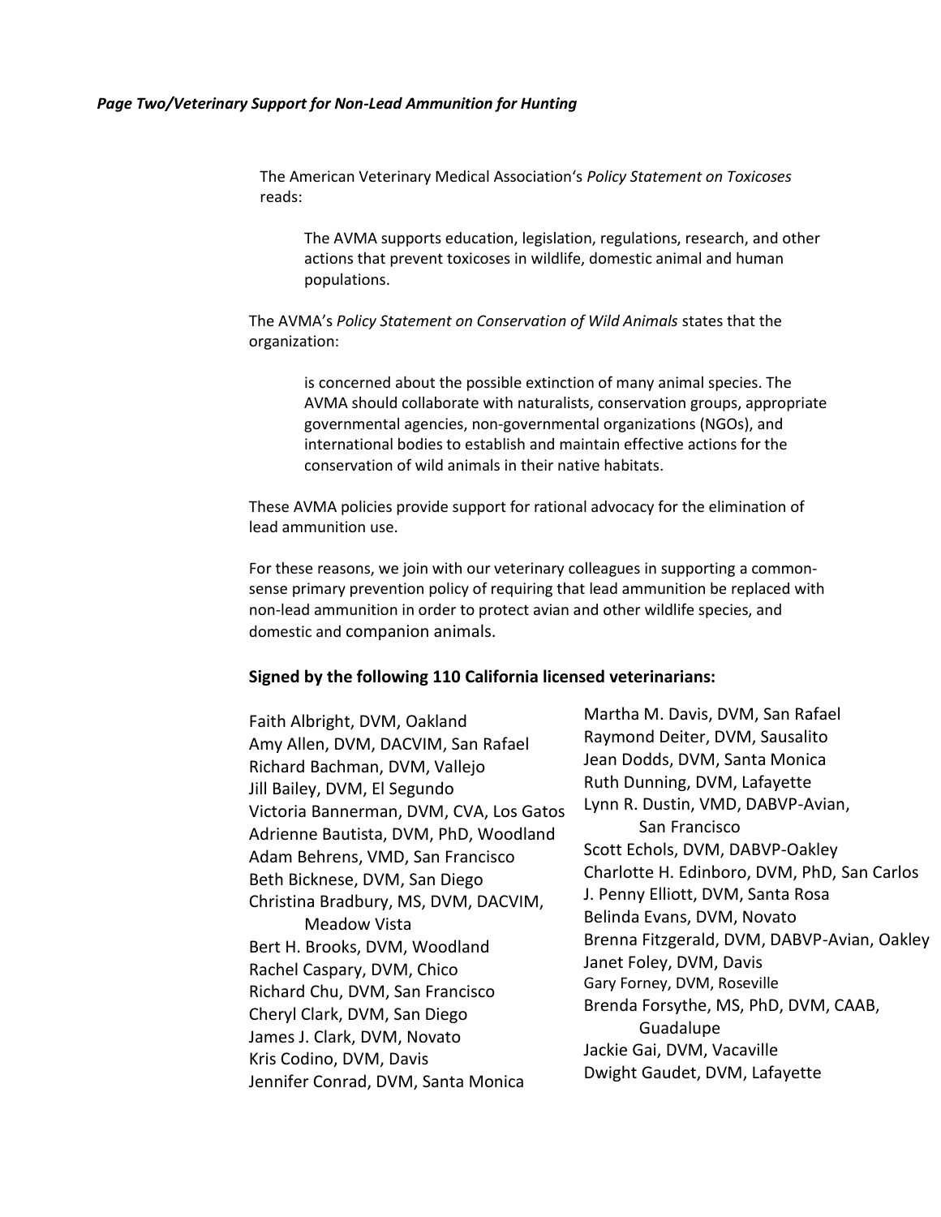The American Veterinary Medical Association's *Policy Statement on Toxicoses* reads:

> The AVMA supports education, legislation, regulations, research, and other actions that prevent toxicoses in wildlife, domestic animal and human populations.

The AVMA's *Policy Statement on Conservation of Wild Animals* states that the organization:

> is concerned about the possible extinction of many animal species. The AVMA should collaborate with naturalists, conservation groups, appropriate governmental agencies, non-governmental organizations (NGOs), and international bodies to establish and maintain effective actions for the conservation of wild animals in their native habitats.

These AVMA policies provide support for rational advocacy for the elimination of lead ammunition use.

For these reasons, we join with our veterinary colleagues in supporting a common-sense primary prevention policy of requiring that lead ammunition be replaced with non-lead ammunition in order to protect avian and other wildlife species, and domestic and companion animals.

**Signed by the following 110 California licensed veterinarians:**

Faith Albright, DVM, Oakland
Amy Allen, DVM, DACVIM, San Rafael
Richard Bachman, DVM, Vallejo
Jill Bailey, DVM, El Segundo
Victoria Bannerman, DVM, CVA, Los Gatos
Adrienne Bautista, DVM, PhD, Woodland
Adam Behrens, VMD, San Francisco
Beth Bicknese, DVM, San Diego
Christina Bradbury, MS, DVM, DACVIM, Meadow Vista
Bert H. Brooks, DVM, Woodland
Rachel Caspary, DVM, Chico
Richard Chu, DVM, San Francisco
Cheryl Clark, DVM, San Diego
James J. Clark, DVM, Novato
Kris Codino, DVM, Davis
Jennifer Conrad, DVM, Santa Monica
Martha M. Davis, DVM, San Rafael
Raymond Deiter, DVM, Sausalito
Jean Dodds, DVM, Santa Monica
Ruth Dunning, DVM, Lafayette
Lynn R. Dustin, VMD, DABVP-Avian, San Francisco
Scott Echols, DVM, DABVP-Oakley
Charlotte H. Edinboro, DVM, PhD, San Carlos
J. Penny Elliott, DVM, Santa Rosa
Belinda Evans, DVM, Novato
Brenna Fitzgerald, DVM, DABVP-Avian, Oakley
Janet Foley, DVM, Davis
Gary Forney, DVM, Roseville
Brenda Forsythe, MS, PhD, DVM, CAAB, Guadalupe
Jackie Gai, DVM, Vacaville
Dwight Gaudet, DVM, Lafayette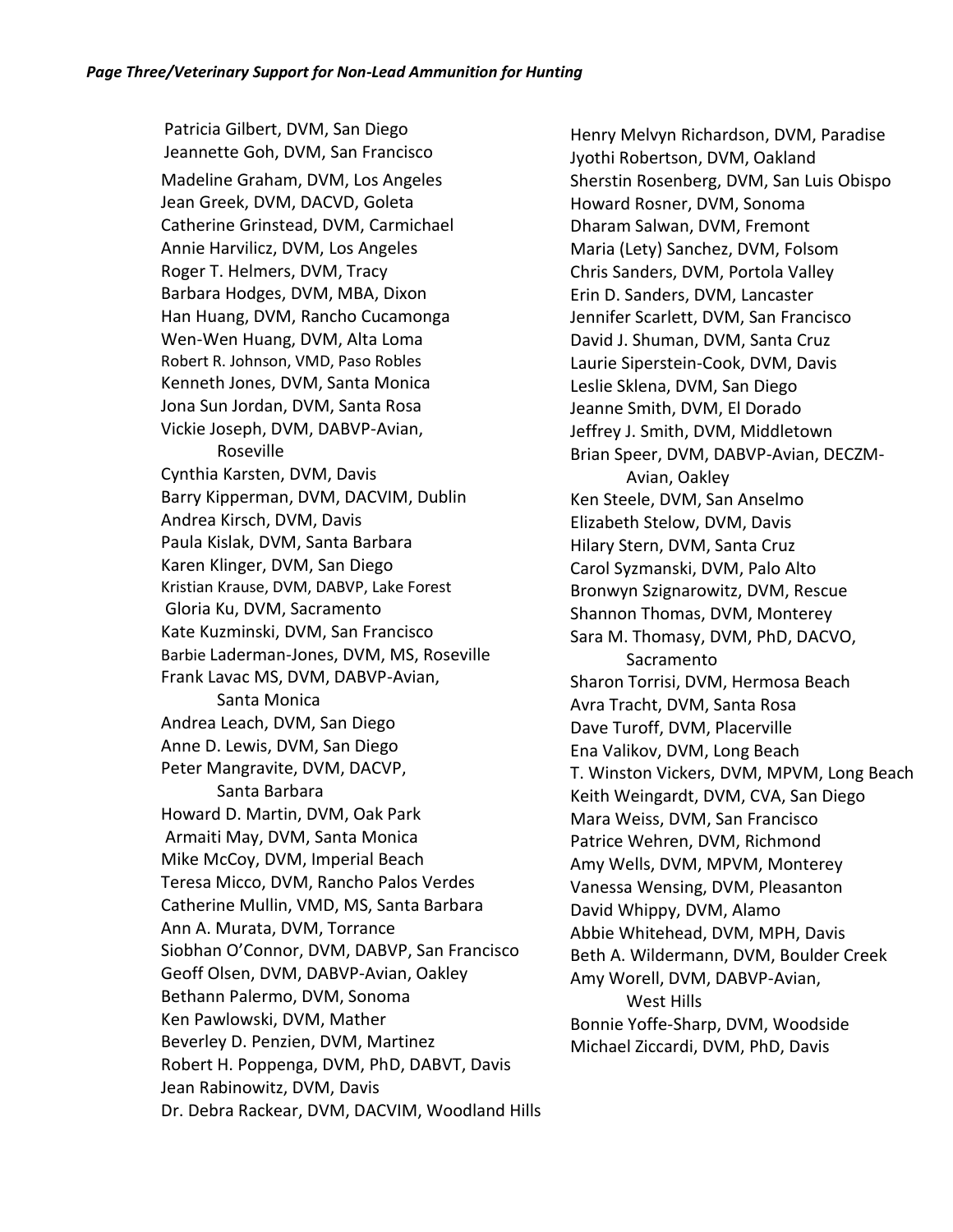Patricia Gilbert, DVM, San Diego
Jeannette Goh, DVM, San Francisco
Madeline Graham, DVM, Los Angeles
Jean Greek, DVM, DACVD, Goleta
Catherine Grinstead, DVM, Carmichael
Annie Harvilicz, DVM, Los Angeles
Roger T. Helmers, DVM, Tracy
Barbara Hodges, DVM, MBA, Dixon
Han Huang, DVM, Rancho Cucamonga
Wen-Wen Huang, DVM, Alta Loma
Robert R. Johnson, VMD, Paso Robles
Kenneth Jones, DVM, Santa Monica
Jona Sun Jordan, DVM, Santa Rosa
Vickie Joseph, DVM, DABVP-Avian, Roseville
Cynthia Karsten, DVM, Davis
Barry Kipperman, DVM, DACVIM, Dublin
Andrea Kirsch, DVM, Davis
Paula Kislak, DVM, Santa Barbara
Karen Klinger, DVM, San Diego
Kristian Krause, DVM, DABVP, Lake Forest
Gloria Ku, DVM, Sacramento
Kate Kuzminski, DVM, San Francisco
Barbie Laderman-Jones, DVM, MS, Roseville
Frank Lavac MS, DVM, DABVP-Avian, Santa Monica
Andrea Leach, DVM, San Diego
Anne D. Lewis, DVM, San Diego
Peter Mangravite, DVM, DACVP, Santa Barbara
Howard D. Martin, DVM, Oak Park
Armaiti May, DVM, Santa Monica
Mike McCoy, DVM, Imperial Beach
Teresa Micco, DVM, Rancho Palos Verdes
Catherine Mullin, VMD, MS, Santa Barbara
Ann A. Murata, DVM, Torrance
Siobhan O'Connor, DVM, DABVP, San Francisco
Geoff Olsen, DVM, DABVP-Avian, Oakley
Bethann Palermo, DVM, Sonoma
Ken Pawlowski, DVM, Mather
Beverley D. Penzien, DVM, Martinez
Robert H. Poppenga, DVM, PhD, DABVT, Davis
Jean Rabinowitz, DVM, Davis
Dr. Debra Rackear, DVM, DACVIM, Woodland Hills
Henry Melvyn Richardson, DVM, Paradise
Jyothi Robertson, DVM, Oakland
Sherstin Rosenberg, DVM, San Luis Obispo
Howard Rosner, DVM, Sonoma
Dharam Salwan, DVM, Fremont
Maria (Lety) Sanchez, DVM, Folsom
Chris Sanders, DVM, Portola Valley
Erin D. Sanders, DVM, Lancaster
Jennifer Scarlett, DVM, San Francisco
David J. Shuman, DVM, Santa Cruz
Laurie Siperstein-Cook, DVM, Davis
Leslie Sklena, DVM, San Diego
Jeanne Smith, DVM, El Dorado
Jeffrey J. Smith, DVM, Middletown
Brian Speer, DVM, DABVP-Avian, DECZM-Avian, Oakley
Ken Steele, DVM, San Anselmo
Elizabeth Stelow, DVM, Davis
Hilary Stern, DVM, Santa Cruz
Carol Syzmanski, DVM, Palo Alto
Bronwyn Szignarowitz, DVM, Rescue
Shannon Thomas, DVM, Monterey
Sara M. Thomasy, DVM, PhD, DACVO, Sacramento
Sharon Torrisi, DVM, Hermosa Beach
Avra Tracht, DVM, Santa Rosa
Dave Turoff, DVM, Placerville
Ena Valikov, DVM, Long Beach
T. Winston Vickers, DVM, MPVM, Long Beach
Keith Weingardt, DVM, CVA, San Diego
Mara Weiss, DVM, San Francisco
Patrice Wehren, DVM, Richmond
Amy Wells, DVM, MPVM, Monterey
Vanessa Wensing, DVM, Pleasanton
David Whippy, DVM, Alamo
Abbie Whitehead, DVM, MPH, Davis
Beth A. Wildermann, DVM, Boulder Creek
Amy Worell, DVM, DABVP-Avian, West Hills
Bonnie Yoffe-Sharp, DVM, Woodside
Michael Ziccardi, DVM, PhD, Davis